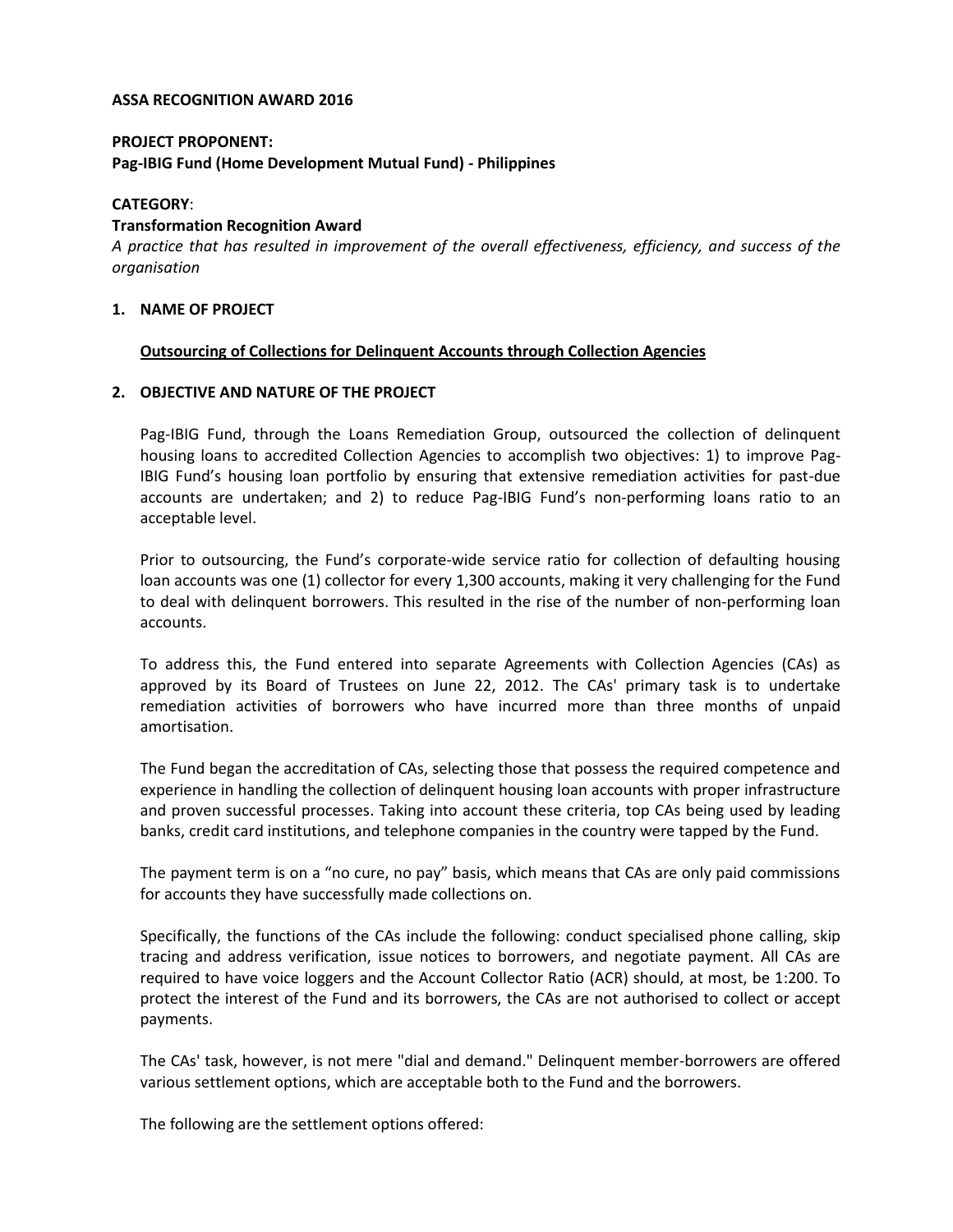**ASSA RECOGNITION AWARD 2016**

**PROJECT PROPONENT:**
**Pag-IBIG Fund (Home Development Mutual Fund) - Philippines**

**CATEGORY**:
**Transformation Recognition Award**
*A practice that has resulted in improvement of the overall effectiveness, efficiency, and success of the organisation*

## 1. NAME OF PROJECT

**Outsourcing of Collections for Delinquent Accounts through Collection Agencies**

## 2. OBJECTIVE AND NATURE OF THE PROJECT

Pag-IBIG Fund, through the Loans Remediation Group, outsourced the collection of delinquent housing loans to accredited Collection Agencies to accomplish two objectives: 1) to improve Pag-IBIG Fund's housing loan portfolio by ensuring that extensive remediation activities for past-due accounts are undertaken; and 2) to reduce Pag-IBIG Fund's non-performing loans ratio to an acceptable level.

Prior to outsourcing, the Fund's corporate-wide service ratio for collection of defaulting housing loan accounts was one (1) collector for every 1,300 accounts, making it very challenging for the Fund to deal with delinquent borrowers. This resulted in the rise of the number of non-performing loan accounts.

To address this, the Fund entered into separate Agreements with Collection Agencies (CAs) as approved by its Board of Trustees on June 22, 2012. The CAs' primary task is to undertake remediation activities of borrowers who have incurred more than three months of unpaid amortisation.

The Fund began the accreditation of CAs, selecting those that possess the required competence and experience in handling the collection of delinquent housing loan accounts with proper infrastructure and proven successful processes. Taking into account these criteria, top CAs being used by leading banks, credit card institutions, and telephone companies in the country were tapped by the Fund.

The payment term is on a "no cure, no pay" basis, which means that CAs are only paid commissions for accounts they have successfully made collections on.

Specifically, the functions of the CAs include the following: conduct specialised phone calling, skip tracing and address verification, issue notices to borrowers, and negotiate payment. All CAs are required to have voice loggers and the Account Collector Ratio (ACR) should, at most, be 1:200. To protect the interest of the Fund and its borrowers, the CAs are not authorised to collect or accept payments.

The CAs' task, however, is not mere "dial and demand." Delinquent member-borrowers are offered various settlement options, which are acceptable both to the Fund and the borrowers.

The following are the settlement options offered: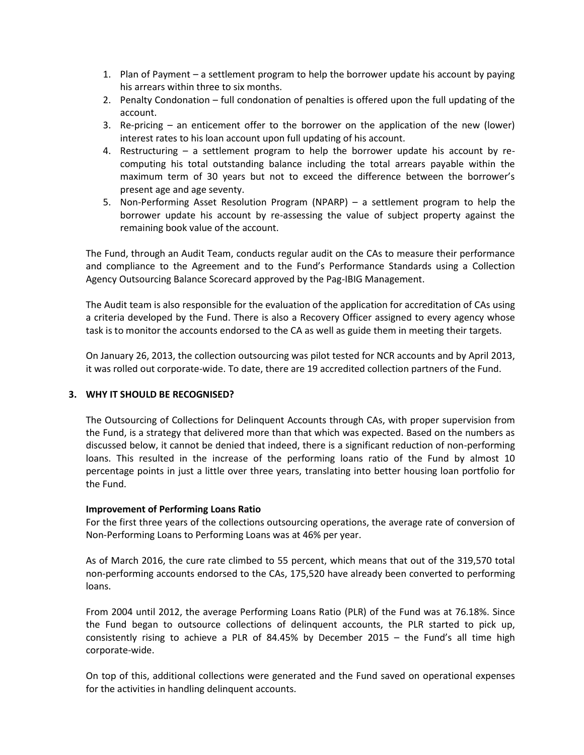1. Plan of Payment – a settlement program to help the borrower update his account by paying his arrears within three to six months.
2. Penalty Condonation – full condonation of penalties is offered upon the full updating of the account.
3. Re-pricing – an enticement offer to the borrower on the application of the new (lower) interest rates to his loan account upon full updating of his account.
4. Restructuring – a settlement program to help the borrower update his account by re-computing his total outstanding balance including the total arrears payable within the maximum term of 30 years but not to exceed the difference between the borrower's present age and age seventy.
5. Non-Performing Asset Resolution Program (NPARP) – a settlement program to help the borrower update his account by re-assessing the value of subject property against the remaining book value of the account.

The Fund, through an Audit Team, conducts regular audit on the CAs to measure their performance and compliance to the Agreement and to the Fund's Performance Standards using a Collection Agency Outsourcing Balance Scorecard approved by the Pag-IBIG Management.

The Audit team is also responsible for the evaluation of the application for accreditation of CAs using a criteria developed by the Fund. There is also a Recovery Officer assigned to every agency whose task is to monitor the accounts endorsed to the CA as well as guide them in meeting their targets.

On January 26, 2013, the collection outsourcing was pilot tested for NCR accounts and by April 2013, it was rolled out corporate-wide. To date, there are 19 accredited collection partners of the Fund.

## 3. WHY IT SHOULD BE RECOGNISED?

The Outsourcing of Collections for Delinquent Accounts through CAs, with proper supervision from the Fund, is a strategy that delivered more than that which was expected. Based on the numbers as discussed below, it cannot be denied that indeed, there is a significant reduction of non-performing loans. This resulted in the increase of the performing loans ratio of the Fund by almost 10 percentage points in just a little over three years, translating into better housing loan portfolio for the Fund.

**Improvement of Performing Loans Ratio**

For the first three years of the collections outsourcing operations, the average rate of conversion of Non-Performing Loans to Performing Loans was at 46% per year.

As of March 2016, the cure rate climbed to 55 percent, which means that out of the 319,570 total non-performing accounts endorsed to the CAs, 175,520 have already been converted to performing loans.

From 2004 until 2012, the average Performing Loans Ratio (PLR) of the Fund was at 76.18%. Since the Fund began to outsource collections of delinquent accounts, the PLR started to pick up, consistently rising to achieve a PLR of 84.45% by December 2015 – the Fund's all time high corporate-wide.

On top of this, additional collections were generated and the Fund saved on operational expenses for the activities in handling delinquent accounts.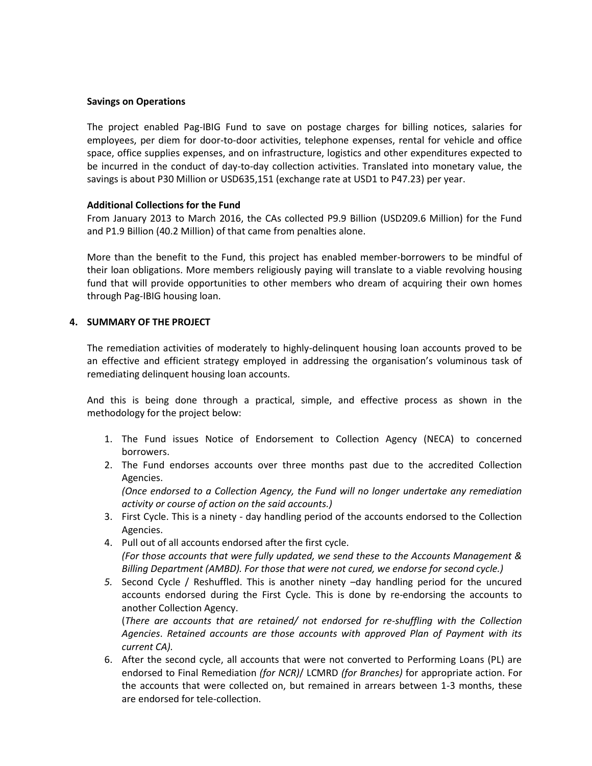**Savings on Operations**

The project enabled Pag-IBIG Fund to save on postage charges for billing notices, salaries for employees, per diem for door-to-door activities, telephone expenses, rental for vehicle and office space, office supplies expenses, and on infrastructure, logistics and other expenditures expected to be incurred in the conduct of day-to-day collection activities. Translated into monetary value, the savings is about P30 Million or USD635,151 (exchange rate at USD1 to P47.23) per year.

**Additional Collections for the Fund**

From January 2013 to March 2016, the CAs collected P9.9 Billion (USD209.6 Million) for the Fund and P1.9 Billion (40.2 Million) of that came from penalties alone.

More than the benefit to the Fund, this project has enabled member-borrowers to be mindful of their loan obligations. More members religiously paying will translate to a viable revolving housing fund that will provide opportunities to other members who dream of acquiring their own homes through Pag-IBIG housing loan.

## 4. SUMMARY OF THE PROJECT

The remediation activities of moderately to highly-delinquent housing loan accounts proved to be an effective and efficient strategy employed in addressing the organisation's voluminous task of remediating delinquent housing loan accounts.

And this is being done through a practical, simple, and effective process as shown in the methodology for the project below:

1. The Fund issues Notice of Endorsement to Collection Agency (NECA) to concerned borrowers.
2. The Fund endorses accounts over three months past due to the accredited Collection Agencies.
   *(Once endorsed to a Collection Agency, the Fund will no longer undertake any remediation activity or course of action on the said accounts.)*
3. First Cycle. This is a ninety - day handling period of the accounts endorsed to the Collection Agencies.
4. Pull out of all accounts endorsed after the first cycle.
   *(For those accounts that were fully updated, we send these to the Accounts Management & Billing Department (AMBD). For those that were not cured, we endorse for second cycle.)*
5. Second Cycle / Reshuffled. This is another ninety –day handling period for the uncured accounts endorsed during the First Cycle. This is done by re-endorsing the accounts to another Collection Agency.
   (*There are accounts that are retained/ not endorsed for re-shuffling with the Collection Agencies*. *Retained accounts are those accounts with approved Plan of Payment with its current CA).*
6. After the second cycle, all accounts that were not converted to Performing Loans (PL) are endorsed to Final Remediation *(for NCR)*/ LCMRD *(for Branches)* for appropriate action. For the accounts that were collected on, but remained in arrears between 1-3 months, these are endorsed for tele-collection.